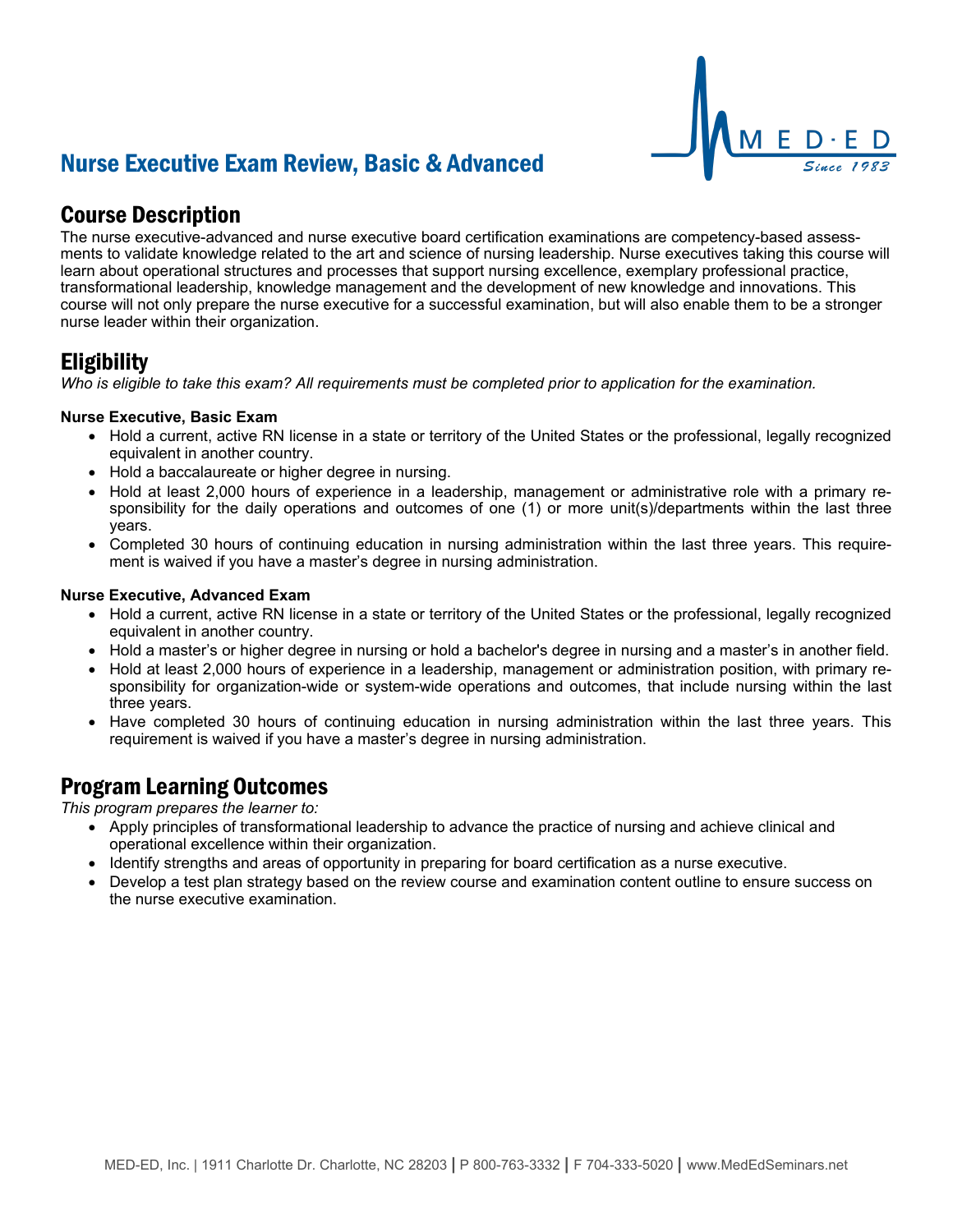# Nurse Executive Exam Review, Basic & Advanced

## Course Description

The nurse executive-advanced and nurse executive board certification examinations are competency-based assessments to validate knowledge related to the art and science of nursing leadership. Nurse executives taking this course will learn about operational structures and processes that support nursing excellence, exemplary professional practice, transformational leadership, knowledge management and the development of new knowledge and innovations. This course will not only prepare the nurse executive for a successful examination, but will also enable them to be a stronger nurse leader within their organization.

## Eligibility

*Who is eligible to take this exam? All requirements must be completed prior to application for the examination.*

**Nurse Executive, Basic Exam**

- Hold a current, active RN license in a state or territory of the United States or the professional, legally recognized equivalent in another country.
- Hold a baccalaureate or higher degree in nursing.
- Hold at least 2,000 hours of experience in a leadership, management or administrative role with a primary responsibility for the daily operations and outcomes of one (1) or more unit(s)/departments within the last three years.
- Completed 30 hours of continuing education in nursing administration within the last three years. This requirement is waived if you have a master's degree in nursing administration.

**Nurse Executive, Advanced Exam**

- Hold a current, active RN license in a state or territory of the United States or the professional, legally recognized equivalent in another country.
- Hold a master's or higher degree in nursing or hold a bachelor's degree in nursing and a master's in another field.
- Hold at least 2,000 hours of experience in a leadership, management or administration position, with primary responsibility for organization-wide or system-wide operations and outcomes, that include nursing within the last three years.
- Have completed 30 hours of continuing education in nursing administration within the last three years. This requirement is waived if you have a master's degree in nursing administration.

## Program Learning Outcomes

*This program prepares the learner to:*

- Apply principles of transformational leadership to advance the practice of nursing and achieve clinical and operational excellence within their organization.
- Identify strengths and areas of opportunity in preparing for board certification as a nurse executive.
- Develop a test plan strategy based on the review course and examination content outline to ensure success on the nurse executive examination.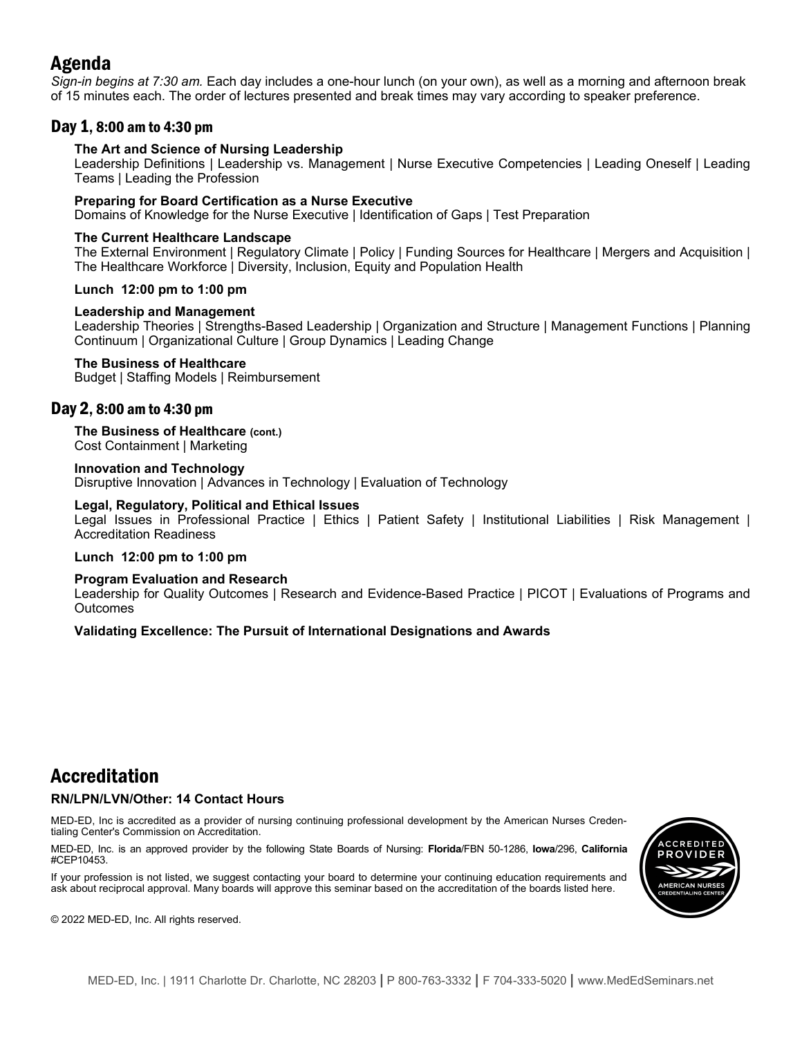# Agenda

*Sign-in begins at 7:30 am.* Each day includes a one-hour lunch (on your own), as well as a morning and afternoon break of 15 minutes each. The order of lectures presented and break times may vary according to speaker preference.

## Day 1, 8:00 am to 4:30 pm

**The Art and Science of Nursing Leadership**
Leadership Definitions | Leadership vs. Management | Nurse Executive Competencies | Leading Oneself | Leading Teams | Leading the Profession

**Preparing for Board Certification as a Nurse Executive**
Domains of Knowledge for the Nurse Executive | Identification of Gaps | Test Preparation

**The Current Healthcare Landscape**
The External Environment | Regulatory Climate | Policy | Funding Sources for Healthcare | Mergers and Acquisition | The Healthcare Workforce | Diversity, Inclusion, Equity and Population Health

**Lunch 12:00 pm to 1:00 pm**

**Leadership and Management**
Leadership Theories | Strengths-Based Leadership | Organization and Structure | Management Functions | Planning Continuum | Organizational Culture | Group Dynamics | Leading Change

**The Business of Healthcare**
Budget | Staffing Models | Reimbursement

## Day 2, 8:00 am to 4:30 pm

**The Business of Healthcare (cont.)**
Cost Containment | Marketing

**Innovation and Technology**
Disruptive Innovation | Advances in Technology | Evaluation of Technology

**Legal, Regulatory, Political and Ethical Issues**
Legal Issues in Professional Practice | Ethics | Patient Safety | Institutional Liabilities | Risk Management | Accreditation Readiness

**Lunch 12:00 pm to 1:00 pm**

**Program Evaluation and Research**
Leadership for Quality Outcomes | Research and Evidence-Based Practice | PICOT | Evaluations of Programs and Outcomes

**Validating Excellence: The Pursuit of International Designations and Awards**

# Accreditation

**RN/LPN/LVN/Other: 14 Contact Hours**

MED-ED, Inc is accredited as a provider of nursing continuing professional development by the American Nurses Credentialing Center's Commission on Accreditation.

MED-ED, Inc. is an approved provider by the following State Boards of Nursing: **Florida**/FBN 50-1286, **Iowa**/296, **California** #CEP10453.

If your profession is not listed, we suggest contacting your board to determine your continuing education requirements and ask about reciprocal approval. Many boards will approve this seminar based on the accreditation of the boards listed here.

ACCREDITED PROVIDER
AMERICAN NURSES CREDENTIALING CENTER

© 2022 MED-ED, Inc. All rights reserved.

MED-ED, Inc. | 1911 Charlotte Dr. Charlotte, NC 28203 | P 800-763-3332 | F 704-333-5020 | www.MedEdSeminars.net